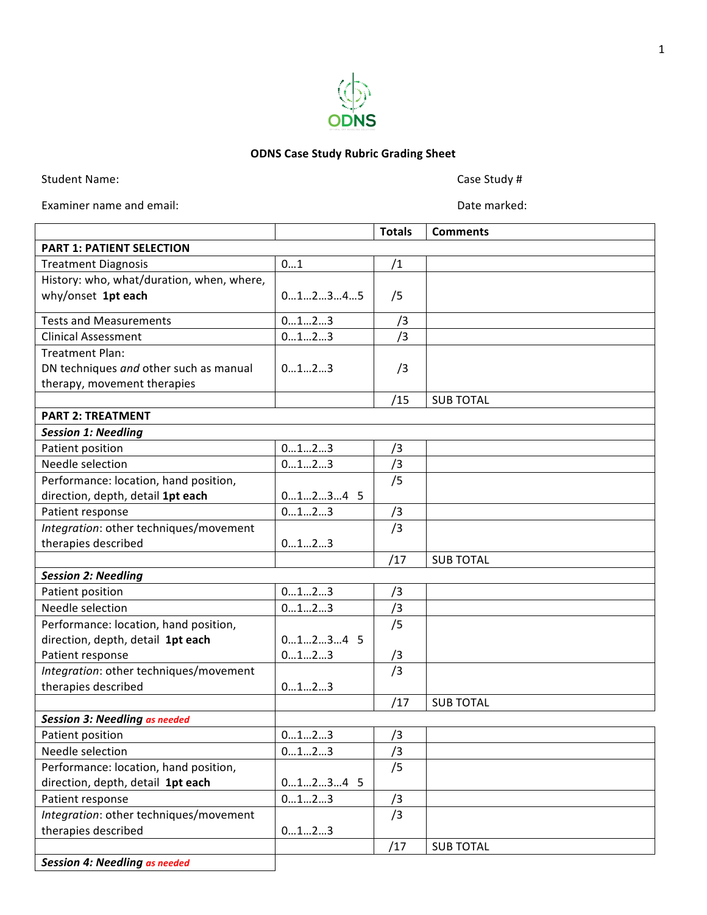ODNS

# ODNS Case Study Rubric Grading Sheet

Student Name: Case Study #

Examiner name and email: Date marked:

| | | Totals | Comments |
|---|---|---|---|
| **PART 1: PATIENT SELECTION** | | | |
| Treatment Diagnosis | 0…1 | /1 | |
| History: who, what/duration, when, where, why/onset **1pt each** | 0…1…2…3…4…5 | /5 | |
| Tests and Measurements | 0…1…2…3 | /3 | |
| Clinical Assessment | 0…1…2…3 | /3 | |
| Treatment Plan: DN techniques *and* other such as manual therapy, movement therapies | 0…1…2…3 | /3 | |
| | | /15 | SUB TOTAL |
| **PART 2: TREATMENT** | | | |
| ***Session 1: Needling*** | | | |
| Patient position | 0…1…2…3 | /3 | |
| Needle selection | 0…1…2…3 | /3 | |
| Performance: location, hand position, direction, depth, detail **1pt each** | 0…1…2…3…4 5 | /5 | |
| Patient response | 0…1…2…3 | /3 | |
| *Integration*: other techniques/movement therapies described | 0…1…2…3 | /3 | |
| | | /17 | SUB TOTAL |
| ***Session 2: Needling*** | | | |
| Patient position | 0…1…2…3 | /3 | |
| Needle selection | 0…1…2…3 | /3 | |
| Performance: location, hand position, direction, depth, detail **1pt each** | 0…1…2…3…4 5 | /5 | |
| Patient response | 0…1…2…3 | /3 | |
| *Integration*: other techniques/movement therapies described | 0…1…2…3 | /3 | |
| | | /17 | SUB TOTAL |
| ***Session 3: Needling** as needed* | | | |
| Patient position | 0…1…2…3 | /3 | |
| Needle selection | 0…1…2…3 | /3 | |
| Performance: location, hand position, direction, depth, detail **1pt each** | 0…1…2…3…4 5 | /5 | |
| Patient response | 0…1…2…3 | /3 | |
| *Integration*: other techniques/movement therapies described | 0…1…2…3 | /3 | |
| | | /17 | SUB TOTAL |
| ***Session 4: Needling** as needed* | | | |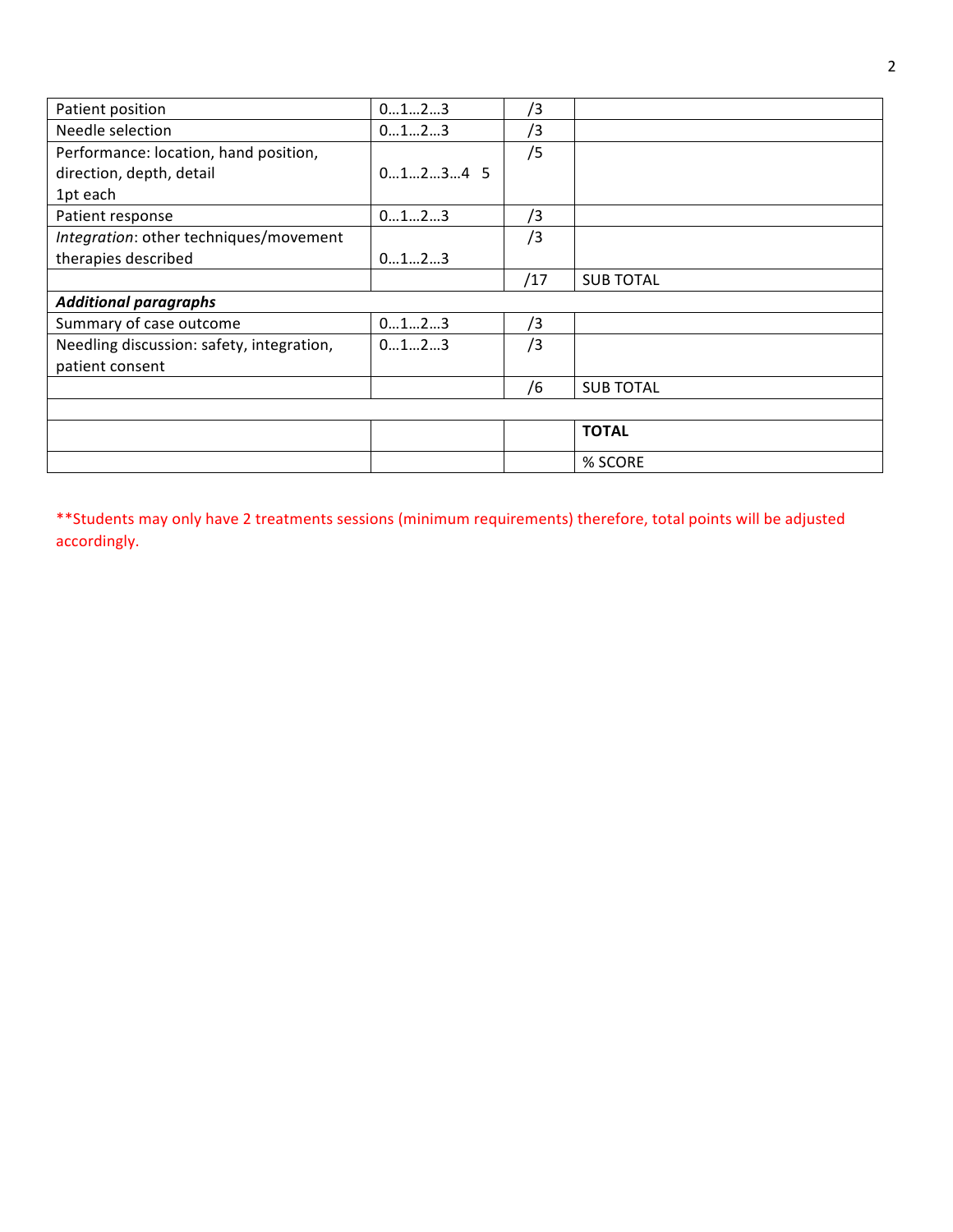| | | | |
|---|---|---|---|
| Patient position | 0…1…2…3 | /3 | |
| Needle selection | 0…1…2…3 | /3 | |
| Performance: location, hand position, direction, depth, detail 1pt each | 0…1…2…3…4 5 | /5 | |
| Patient response | 0…1…2…3 | /3 | |
| *Integration*: other techniques/movement therapies described | 0…1…2…3 | /3 | |
| | | /17 | SUB TOTAL |
| ***Additional paragraphs*** | | | |
| Summary of case outcome | 0…1…2…3 | /3 | |
| Needling discussion: safety, integration, patient consent | 0…1…2…3 | /3 | |
| | | /6 | SUB TOTAL |
| | | | |
| | | | **TOTAL** |
| | | | % SCORE |

**Students may only have 2 treatments sessions (minimum requirements) therefore, total points will be adjusted accordingly.